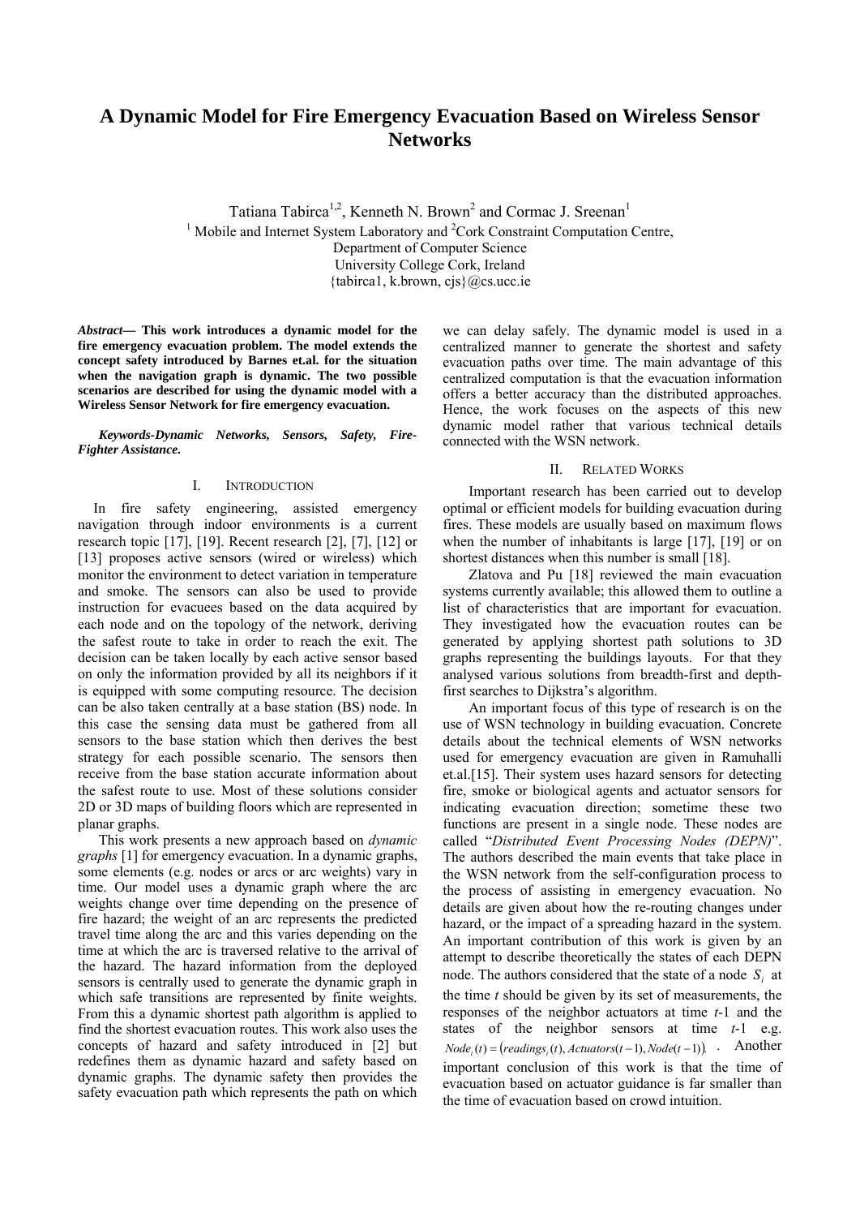# A Dynamic Model for Fire Emergency Evacuation Based on Wireless Sensor Networks

Tatiana Tabirca[1,2], Kenneth N. Brown[2] and Cormac J. Sreenan[1]

[1] Mobile and Internet System Laboratory and [2]Cork Constraint Computation Centre,
Department of Computer Science
University College Cork, Ireland
{tabirca1, k.brown, cjs}@cs.ucc.ie

***Abstract*— This work introduces a dynamic model for the fire emergency evacuation problem. The model extends the concept safety introduced by Barnes et.al. for the situation when the navigation graph is dynamic. The two possible scenarios are described for using the dynamic model with a Wireless Sensor Network for fire emergency evacuation.**

***Keywords-Dynamic Networks, Sensors, Safety, Fire-Fighter Assistance.***

## I. INTRODUCTION

In fire safety engineering, assisted emergency navigation through indoor environments is a current research topic [17], [19]. Recent research [2], [7], [12] or [13] proposes active sensors (wired or wireless) which monitor the environment to detect variation in temperature and smoke. The sensors can also be used to provide instruction for evacuees based on the data acquired by each node and on the topology of the network, deriving the safest route to take in order to reach the exit. The decision can be taken locally by each active sensor based on only the information provided by all its neighbors if it is equipped with some computing resource. The decision can be also taken centrally at a base station (BS) node. In this case the sensing data must be gathered from all sensors to the base station which then derives the best strategy for each possible scenario. The sensors then receive from the base station accurate information about the safest route to use. Most of these solutions consider 2D or 3D maps of building floors which are represented in planar graphs.

This work presents a new approach based on *dynamic graphs* [1] for emergency evacuation. In a dynamic graphs, some elements (e.g. nodes or arcs or arc weights) vary in time. Our model uses a dynamic graph where the arc weights change over time depending on the presence of fire hazard; the weight of an arc represents the predicted travel time along the arc and this varies depending on the time at which the arc is traversed relative to the arrival of the hazard. The hazard information from the deployed sensors is centrally used to generate the dynamic graph in which safe transitions are represented by finite weights. From this a dynamic shortest path algorithm is applied to find the shortest evacuation routes. This work also uses the concepts of hazard and safety introduced in [2] but redefines them as dynamic hazard and safety based on dynamic graphs. The dynamic safety then provides the safety evacuation path which represents the path on which we can delay safely. The dynamic model is used in a centralized manner to generate the shortest and safety evacuation paths over time. The main advantage of this centralized computation is that the evacuation information offers a better accuracy than the distributed approaches. Hence, the work focuses on the aspects of this new dynamic model rather that various technical details connected with the WSN network.

## II. RELATED WORKS

Important research has been carried out to develop optimal or efficient models for building evacuation during fires. These models are usually based on maximum flows when the number of inhabitants is large [17], [19] or on shortest distances when this number is small [18].

Zlatova and Pu [18] reviewed the main evacuation systems currently available; this allowed them to outline a list of characteristics that are important for evacuation. They investigated how the evacuation routes can be generated by applying shortest path solutions to 3D graphs representing the buildings layouts. For that they analysed various solutions from breadth-first and depth-first searches to Dijkstra's algorithm.

An important focus of this type of research is on the use of WSN technology in building evacuation. Concrete details about the technical elements of WSN networks used for emergency evacuation are given in Ramuhalli et.al.[15]. Their system uses hazard sensors for detecting fire, smoke or biological agents and actuator sensors for indicating evacuation direction; sometime these two functions are present in a single node. These nodes are called "*Distributed Event Processing Nodes (DEPN)*". The authors described the main events that take place in the WSN network from the self-configuration process to the process of assisting in emergency evacuation. No details are given about how the re-routing changes under hazard, or the impact of a spreading hazard in the system. An important contribution of this work is given by an attempt to describe theoretically the states of each DEPN node. The authors considered that the state of a node $S_i$ at the time $t$ should be given by its set of measurements, the responses of the neighbor actuators at time $t$-1 and the states of the neighbor sensors at time $t$-1 e.g. $Node_i(t) = (readings_i(t), Actuators(t-1), Node(t-1))$. Another important conclusion of this work is that the time of evacuation based on actuator guidance is far smaller than the time of evacuation based on crowd intuition.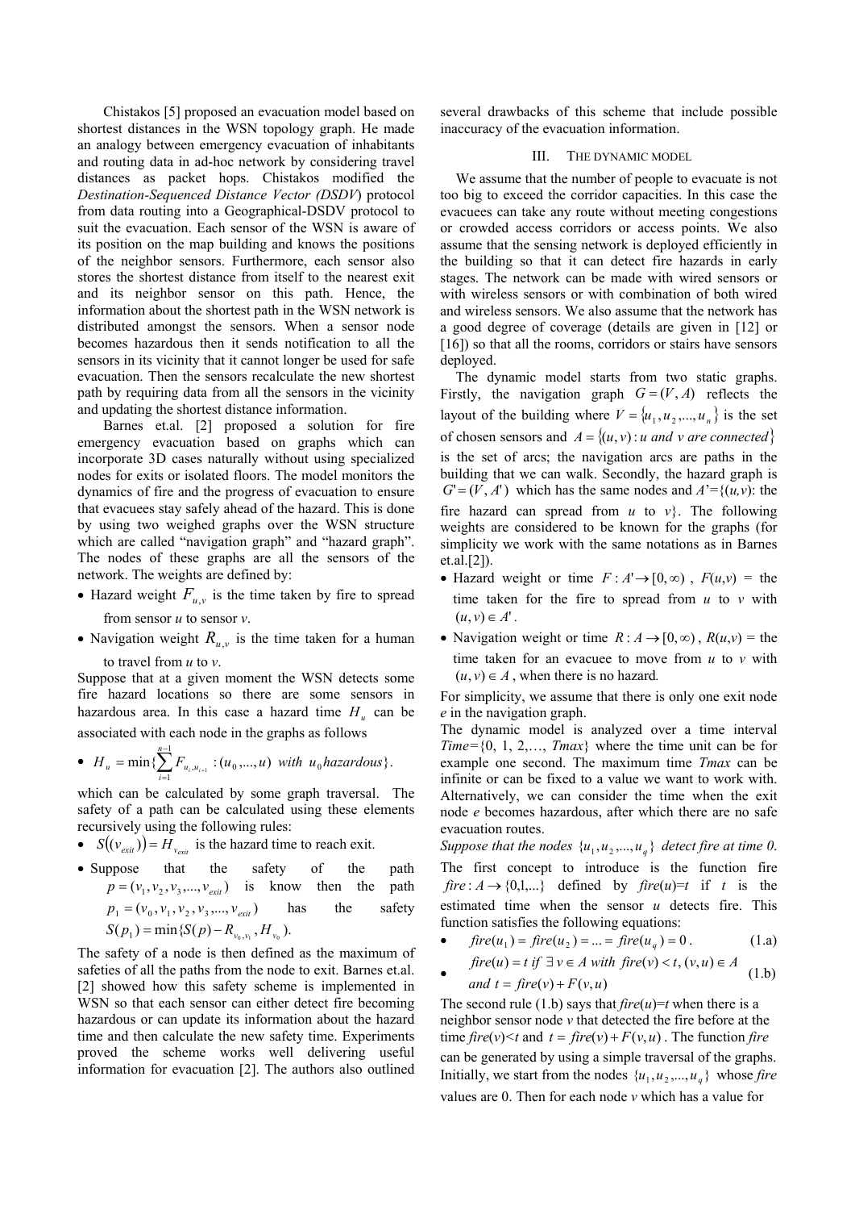Chistakos [5] proposed an evacuation model based on shortest distances in the WSN topology graph. He made an analogy between emergency evacuation of inhabitants and routing data in ad-hoc network by considering travel distances as packet hops. Chistakos modified the *Destination-Sequenced Distance Vector (DSDV)* protocol from data routing into a Geographical-DSDV protocol to suit the evacuation. Each sensor of the WSN is aware of its position on the map building and knows the positions of the neighbor sensors. Furthermore, each sensor also stores the shortest distance from itself to the nearest exit and its neighbor sensor on this path. Hence, the information about the shortest path in the WSN network is distributed amongst the sensors. When a sensor node becomes hazardous then it sends notification to all the sensors in its vicinity that it cannot longer be used for safe evacuation. Then the sensors recalculate the new shortest path by requiring data from all the sensors in the vicinity and updating the shortest distance information.

Barnes et.al. [2] proposed a solution for fire emergency evacuation based on graphs which can incorporate 3D cases naturally without using specialized nodes for exits or isolated floors. The model monitors the dynamics of fire and the progress of evacuation to ensure that evacuees stay safely ahead of the hazard. This is done by using two weighed graphs over the WSN structure which are called "navigation graph" and "hazard graph". The nodes of these graphs are all the sensors of the network. The weights are defined by:

- Hazard weight $F_{u,v}$ is the time taken by fire to spread from sensor *u* to sensor *v*.
- Navigation weight $R_{u,v}$ is the time taken for a human to travel from *u* to *v*.

Suppose that at a given moment the WSN detects some fire hazard locations so there are some sensors in hazardous area. In this case a hazard time $H_u$ can be associated with each node in the graphs as follows

- $H_u = \min\{\sum_{i=1}^{n-1} F_{u_i,u_{i+1}} : (u_0,...,u) \ with \ u_0 hazardous\}$.

which can be calculated by some graph traversal. The safety of a path can be calculated using these elements recursively using the following rules:

- $S((v_{exit})) = H_{v_{exit}}$ is the hazard time to reach exit.
- Suppose that the safety of the path $p = (v_1, v_2, v_3, ..., v_{exit})$ is know then the path $p_1 = (v_0, v_1, v_2, v_3, ..., v_{exit})$ has the safety $S(p_1) = \min\{S(p) - R_{v_0,v_1}, H_{v_0}\}$.

The safety of a node is then defined as the maximum of safeties of all the paths from the node to exit. Barnes et.al. [2] showed how this safety scheme is implemented in WSN so that each sensor can either detect fire becoming hazardous or can update its information about the hazard time and then calculate the new safety time. Experiments proved the scheme works well delivering useful information for evacuation [2]. The authors also outlined several drawbacks of this scheme that include possible inaccuracy of the evacuation information.

## III. The Dynamic Model

We assume that the number of people to evacuate is not too big to exceed the corridor capacities. In this case the evacuees can take any route without meeting congestions or crowded access corridors or access points. We also assume that the sensing network is deployed efficiently in the building so that it can detect fire hazards in early stages. The network can be made with wired sensors or with wireless sensors or with combination of both wired and wireless sensors. We also assume that the network has a good degree of coverage (details are given in [12] or [16]) so that all the rooms, corridors or stairs have sensors deployed.

The dynamic model starts from two static graphs. Firstly, the navigation graph $G = (V, A)$ reflects the layout of the building where $V = \{u_1, u_2, ..., u_n\}$ is the set of chosen sensors and $A = \{(u,v) : u \ and \ v \ are \ connected\}$ is the set of arcs; the navigation arcs are paths in the building that we can walk. Secondly, the hazard graph is $G' = (V, A')$ which has the same nodes and $A' = \{(u,v)$: the fire hazard can spread from *u* to *v*$\}$. The following weights are considered to be known for the graphs (for simplicity we work with the same notations as in Barnes et.al.[2]).

- Hazard weight or time $F : A' \to [0, \infty)$, $F(u,v)$ = the time taken for the fire to spread from *u* to *v* with $(u,v) \in A'$.
- Navigation weight or time $R : A \to [0, \infty)$, $R(u,v)$ = the time taken for an evacuee to move from *u* to *v* with $(u,v) \in A$, when there is no hazard.

For simplicity, we assume that there is only one exit node *e* in the navigation graph.

The dynamic model is analyzed over a time interval *Time*={0, 1, 2,…, *Tmax*} where the time unit can be for example one second. The maximum time *Tmax* can be infinite or can be fixed to a value we want to work with. Alternatively, we can consider the time when the exit node *e* becomes hazardous, after which there are no safe evacuation routes.

*Suppose that the nodes* $\{u_1, u_2, ..., u_q\}$ *detect fire at time 0.*

The first concept to introduce is the function fire $fire : A \to \{0,1,...\}$ defined by $fire(u)=t$ if *t* is the estimated time when the sensor *u* detects fire. This function satisfies the following equations:

- $fire(u_1) = fire(u_2) = ... = fire(u_q) = 0$. (1.a)
- $fire(u) = t \ if \ \exists \ v \in A \ with \ fire(v) < t, (v,u) \in A \ and \ t = fire(v) + F(v,u)$ (1.b)

The second rule (1.b) says that $fire(u)=t$ when there is a neighbor sensor node *v* that detected the fire before at the time $fire(v)<t$ and $t = fire(v) + F(v,u)$. The function *fire* can be generated by using a simple traversal of the graphs. Initially, we start from the nodes $\{u_1, u_2, ..., u_q\}$ whose *fire* values are 0. Then for each node *v* which has a value for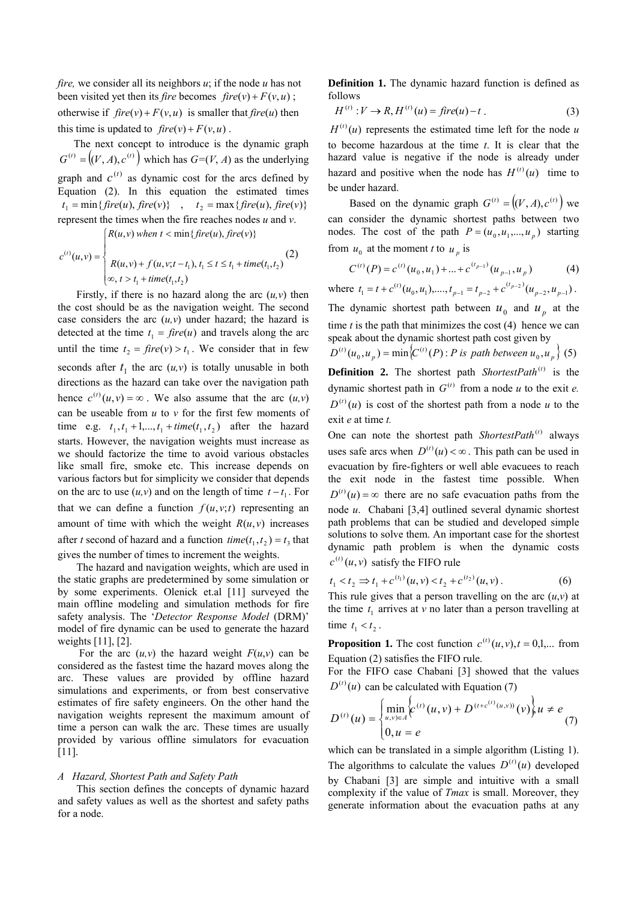*fire,* we consider all its neighbors *u*; if the node *u* has not been visited yet then its *fire* becomes $fire(v)+F(v,u)$ ; otherwise if $fire(v)+F(v,u)$ is smaller that *fire*(*u*) then this time is updated to $fire(v)+F(v,u)$ .

The next concept to introduce is the dynamic graph $G^{(t)}=\left((V,A),c^{(t)}\right)$ which has *G*=(*V*, *A*) as the underlying graph and $c^{(t)}$ as dynamic cost for the arcs defined by Equation (2). In this equation the estimated times $t_1=\min\{fire(u), fire(v)\}$ , $t_2=\max\{fire(u), fire(v)\}$ represent the times when the fire reaches nodes *u* and *v*.

$$c^{(t)}(u,v)=\begin{cases} R(u,v) \text{ when } t<\min\{fire(u), fire(v)\} \\ R(u,v)+f(u,v;t-t_1),\ t_1\le t\le t_1+time(t_1,t_2) \\ \infty,\ t>t_1+time(t_1,t_2) \end{cases} \quad (2)$$

Firstly, if there is no hazard along the arc (*u,v*) then the cost should be as the navigation weight. The second case considers the arc (*u,v*) under hazard; the hazard is detected at the time $t_1=fire(u)$ and travels along the arc until the time $t_2=fire(v)>t_1$. We consider that in few seconds after $t_1$ the arc (*u,v*) is totally unusable in both directions as the hazard can take over the navigation path hence $c^{(t)}(u,v)=\infty$ . We also assume that the arc (*u,v*) can be useable from *u* to *v* for the first few moments of time e.g. $t_1, t_1+1,..., t_1+time(t_1,t_2)$ after the hazard starts. However, the navigation weights must increase as we should factorize the time to avoid various obstacles like small fire, smoke etc. This increase depends on various factors but for simplicity we consider that depends on the arc to use (*u,v*) and on the length of time $t-t_1$. For that we can define a function $f(u,v;t)$ representing an amount of time with which the weight $R(u,v)$ increases after *t* second of hazard and a function $time(t_1,t_2)=t_3$ that gives the number of times to increment the weights.

The hazard and navigation weights, which are used in the static graphs are predetermined by some simulation or by some experiments. Olenick et.al [11] surveyed the main offline modeling and simulation methods for fire safety analysis. The '*Detector Response Model* (DRM)' model of fire dynamic can be used to generate the hazard weights [11], [2].

For the arc (*u,v*) the hazard weight *F*(*u,v*) can be considered as the fastest time the hazard moves along the arc. These values are provided by offline hazard simulations and experiments, or from best conservative estimates of fire safety engineers. On the other hand the navigation weights represent the maximum amount of time a person can walk the arc. These times are usually provided by various offline simulators for evacuation [11].

### A Hazard, Shortest Path and Safety Path

This section defines the concepts of dynamic hazard and safety values as well as the shortest and safety paths for a node.

**Definition 1.** The dynamic hazard function is defined as follows

$$H^{(t)}: V\to R, H^{(t)}(u)=fire(u)-t\ . \quad (3)$$

$H^{(t)}(u)$ represents the estimated time left for the node *u* to become hazardous at the time *t*. It is clear that the hazard value is negative if the node is already under hazard and positive when the node has $H^{(t)}(u)$ time to be under hazard.

Based on the dynamic graph $G^{(t)}=\left((V,A),c^{(t)}\right)$ we can consider the dynamic shortest paths between two nodes. The cost of the path $P=(u_0,u_1,...,u_p)$ starting from $u_0$ at the moment *t* to $u_p$ is

$$C^{(t)}(P)=c^{(t)}(u_0,u_1)+...+c^{(t_{p-1})}(u_{p-1},u_p) \quad (4)$$

where $t_1=t+c^{(t)}(u_0,u_1),....,t_{p-1}=t_{p-2}+c^{(t_{p-2})}(u_{p-2},u_{p-1})$ . The dynamic shortest path between $u_0$ and $u_p$ at the time *t* is the path that minimizes the cost (4) hence we can speak about the dynamic shortest path cost given by

$$D^{(t)}(u_0,u_p)=\min\left\{C^{(t)}(P): P \text{ is path between } u_0,u_p\right\} \quad (5)$$

**Definition 2.** The shortest path $ShortestPath^{(t)}$ is the dynamic shortest path in $G^{(t)}$ from a node *u* to the exit *e.* $D^{(t)}(u)$ is cost of the shortest path from a node *u* to the exit *e* at time *t.*

One can note the shortest path $ShortestPath^{(t)}$ always uses safe arcs when $D^{(t)}(u)<\infty$ . This path can be used in evacuation by fire-fighters or well able evacuees to reach the exit node in the fastest time possible. When $D^{(t)}(u)=\infty$ there are no safe evacuation paths from the node *u*. Chabani [3,4] outlined several dynamic shortest path problems that can be studied and developed simple solutions to solve them. An important case for the shortest dynamic path problem is when the dynamic costs $c^{(t)}(u,v)$ satisfy the FIFO rule

$$t_1<t_2\Rightarrow t_1+c^{(t_1)}(u,v)<t_2+c^{(t_2)}(u,v)\ . \quad (6)$$

This rule gives that a person travelling on the arc (*u*,*v*) at the time $t_1$ arrives at *v* no later than a person travelling at time $t_1<t_2$.

**Proposition 1.** The cost function $c^{(t)}(u,v), t=0,1,...$ from Equation (2) satisfies the FIFO rule.

For the FIFO case Chabani [3] showed that the values $D^{(t)}(u)$ can be calculated with Equation (7)

$$D^{(t)}(u)=\begin{cases} \min\limits_{u,v)\in A}\left\{c^{(t)}(u,v)+D^{(t+c^{(t)}(u,v))}(v)\right\}, u\ne e \\ 0, u=e \end{cases} \quad (7)$$

which can be translated in a simple algorithm (Listing 1). The algorithms to calculate the values $D^{(t)}(u)$ developed by Chabani [3] are simple and intuitive with a small complexity if the value of *Tmax* is small. Moreover, they generate information about the evacuation paths at any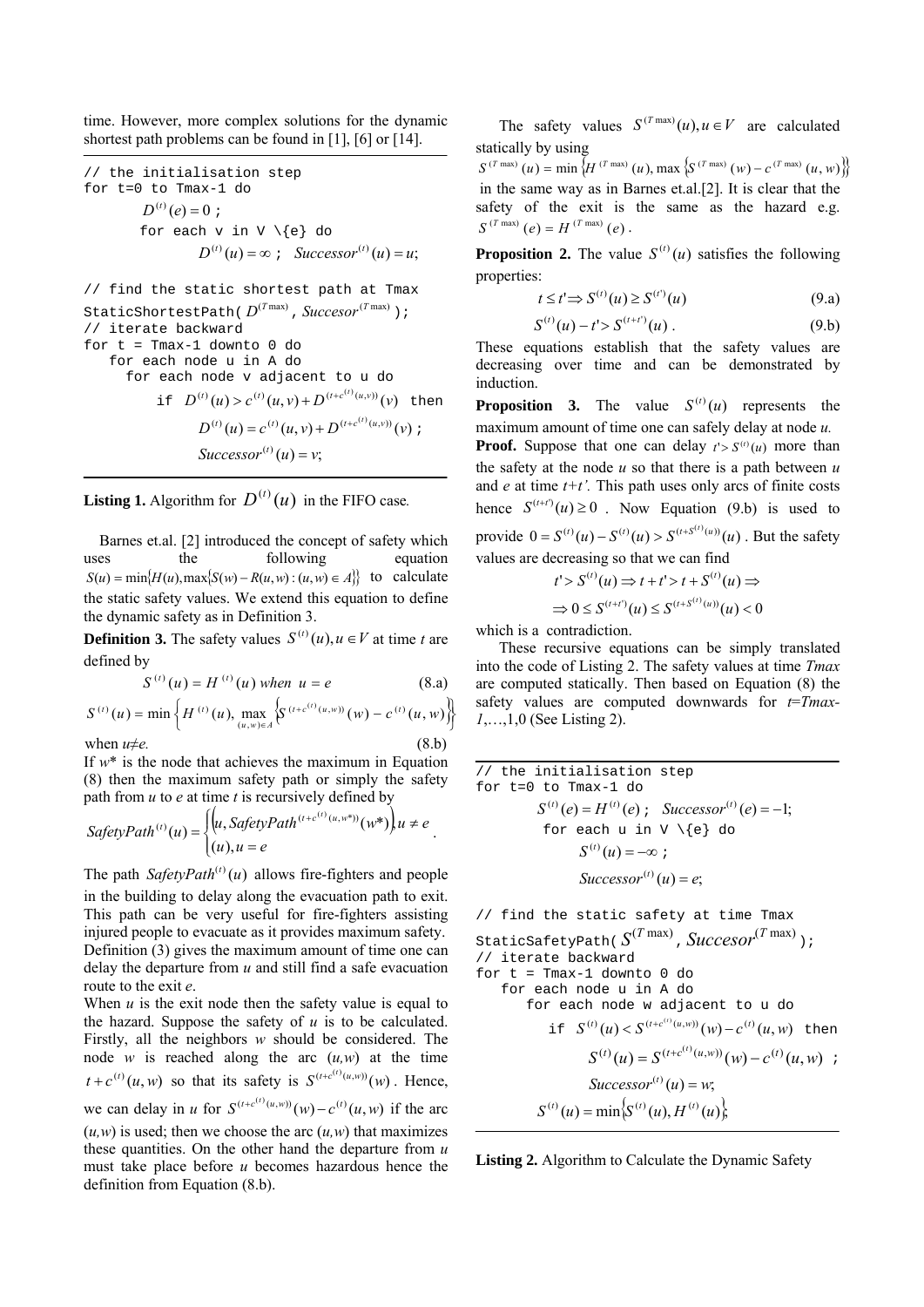time. However, more complex solutions for the dynamic shortest path problems can be found in [1], [6] or [14].

```
// the initialisation step
for t=0 to Tmax-1 do
        D^(t)(e) = 0 ;
        for each v in V \{e} do
                D^(t)(u) = ∞ ;  Successor^(t)(u) = u;

// find the static shortest path at Tmax
StaticShortestPath( D^(Tmax), Succesor^(Tmax) );
// iterate backward
for t = Tmax-1 downto 0 do
   for each node u in A do
      for each node v adjacent to u do
            if  D^(t)(u) > c^(t)(u,v) + D^(t+c^(t)(u,v))(v)  then
                  D^(t)(u) = c^(t)(u,v) + D^(t+c^(t)(u,v))(v) ;
                  Successor^(t)(u) = v;
```

**Listing 1.** Algorithm for $D^{(t)}(u)$ in the FIFO case.

Barnes et.al. [2] introduced the concept of safety which uses the following equation $S(u) = \min\{H(u), \max\{S(w) - R(u,w) : (u,w) \in A\}\}$ to calculate the static safety values. We extend this equation to define the dynamic safety as in Definition 3.

**Definition 3.** The safety values $S^{(t)}(u), u \in V$ at time $t$ are defined by

$$S^{(t)}(u) = H^{(t)}(u) \text{ when } u = e \tag{8.a}$$

$$S^{(t)}(u) = \min\left\{H^{(t)}(u), \max_{(u,w)\in A}\left\{S^{(t+c^{(t)}(u,w))}(w) - c^{(t)}(u,w)\right\}\right\}$$

when $u \neq e$. (8.b)

If $w^*$ is the node that achieves the maximum in Equation (8) then the maximum safety path or simply the safety path from $u$ to $e$ at time $t$ is recursively defined by

$$SafetyPath^{(t)}(u) = \begin{cases} \left(u, SafetyPath^{(t+c^{(t)}(u,w^*))}(w^*)\right), u \neq e \\ (u), u = e \end{cases}.$$

The path $SafetyPath^{(t)}(u)$ allows fire-fighters and people in the building to delay along the evacuation path to exit. This path can be very useful for fire-fighters assisting injured people to evacuate as it provides maximum safety. Definition (3) gives the maximum amount of time one can delay the departure from $u$ and still find a safe evacuation route to the exit $e$.

When $u$ is the exit node then the safety value is equal to the hazard. Suppose the safety of $u$ is to be calculated. Firstly, all the neighbors $w$ should be considered. The node $w$ is reached along the arc $(u,w)$ at the time $t + c^{(t)}(u,w)$ so that its safety is $S^{(t+c^{(t)}(u,w))}(w)$. Hence, we can delay in $u$ for $S^{(t+c^{(t)}(u,w))}(w) - c^{(t)}(u,w)$ if the arc $(u,w)$ is used; then we choose the arc $(u,w)$ that maximizes these quantities. On the other hand the departure from $u$ must take place before $u$ becomes hazardous hence the definition from Equation (8.b).

The safety values $S^{(T\max)}(u), u \in V$ are calculated statically by using $S^{(T\max)}(u) = \min\left\{H^{(T\max)}(u), \max\left\{S^{(T\max)}(w) - c^{(T\max)}(u,w)\right\}\right\}$ in the same way as in Barnes et.al.[2]. It is clear that the safety of the exit is the same as the hazard e.g. $S^{(T\max)}(e) = H^{(T\max)}(e)$.

**Proposition 2.** The value $S^{(t)}(u)$ satisfies the following properties:

$$t \le t' \Rightarrow S^{(t)}(u) \ge S^{(t')}(u) \tag{9.a}$$

$$S^{(t)}(u) - t' > S^{(t+t')}(u). \tag{9.b}$$

These equations establish that the safety values are decreasing over time and can be demonstrated by induction.

**Proposition 3.** The value $S^{(t)}(u)$ represents the maximum amount of time one can safely delay at node $u$.

**Proof.** Suppose that one can delay $t' > S^{(t)}(u)$ more than the safety at the node $u$ so that there is a path between $u$ and $e$ at time $t+t'$. This path uses only arcs of finite costs hence $S^{(t+t')}(u) \ge 0$. Now Equation (9.b) is used to provide $0 = S^{(t)}(u) - S^{(t)}(u) > S^{(t+S^{(t)}(u))}(u)$. But the safety values are decreasing so that we can find

$$t' > S^{(t)}(u) \Rightarrow t + t' > t + S^{(t)}(u) \Rightarrow$$
$$\Rightarrow 0 \le S^{(t+t')}(u) \le S^{(t+S^{(t)}(u))}(u) < 0$$

which is a contradiction.

These recursive equations can be simply translated into the code of Listing 2. The safety values at time $Tmax$ are computed statically. Then based on Equation (8) the safety values are computed downwards for $t=Tmax-1,\ldots,1,0$ (See Listing 2).

```
// the initialisation step
for t=0 to Tmax-1 do
        S^(t)(e) = H^(t)(e) ;  Successor^(t)(e) = -1;
        for each u in V \{e} do
              S^(t)(u) = -∞ ;
              Successor^(t)(u) = e;

// find the static safety at time Tmax
StaticSafetyPath( S^(Tmax), Succesor^(Tmax) );
// iterate backward
for t = Tmax-1 downto 0 do
   for each node u in A do
      for each node w adjacent to u do
          if  S^(t)(u) < S^(t+c^(t)(u,w))(w) - c^(t)(u,w)  then
                S^(t)(u) = S^(t+c^(t)(u,w))(w) - c^(t)(u,w) ;
                Successor^(t)(u) = w;
          S^(t)(u) = min{S^(t)(u), H^(t)(u)};
```

**Listing 2.** Algorithm to Calculate the Dynamic Safety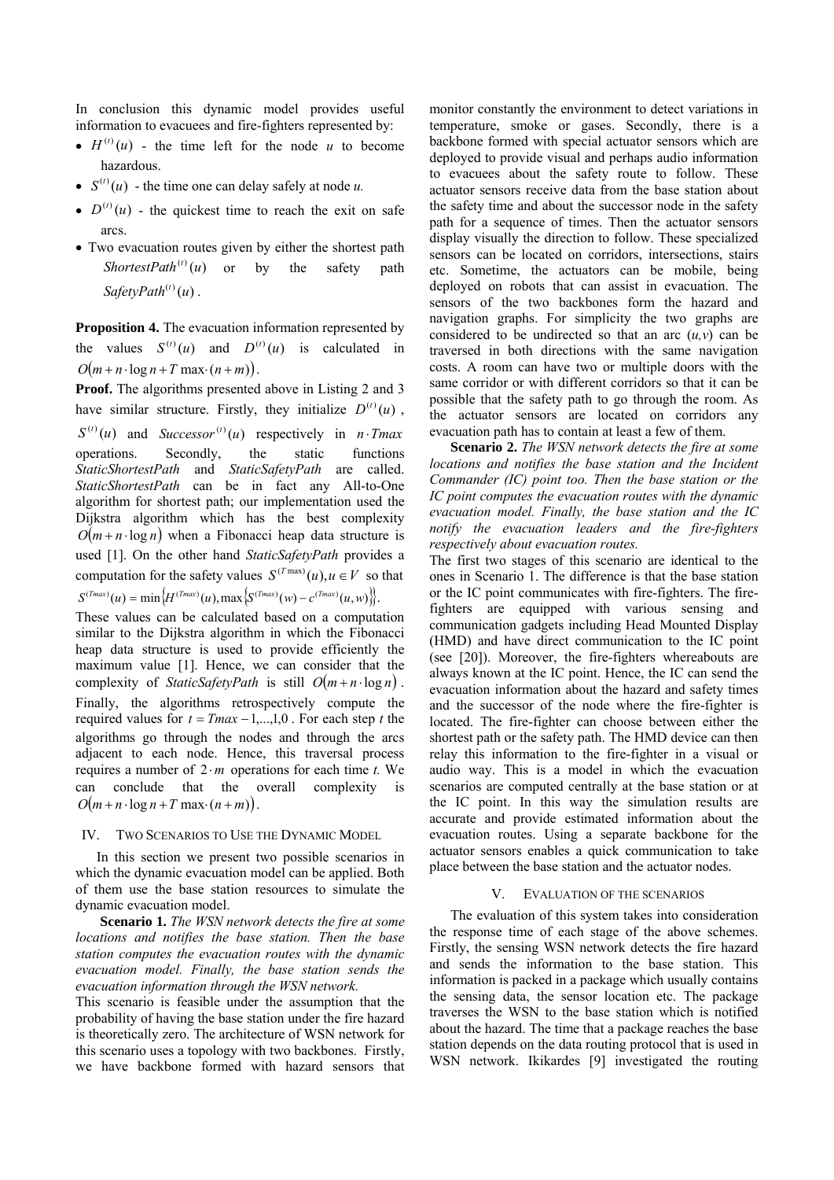In conclusion this dynamic model provides useful information to evacuees and fire-fighters represented by:

- $H^{(t)}(u)$ - the time left for the node $u$ to become hazardous.
- $S^{(t)}(u)$ - the time one can delay safely at node $u$.
- $D^{(t)}(u)$ - the quickest time to reach the exit on safe arcs.
- Two evacuation routes given by either the shortest path $ShortestPath^{(t)}(u)$ or by the safety path $SafetyPath^{(t)}(u)$.

**Proposition 4.** The evacuation information represented by the values $S^{(t)}(u)$ and $D^{(t)}(u)$ is calculated in $O(m + n \cdot \log n + T\max \cdot (n+m))$.

**Proof.** The algorithms presented above in Listing 2 and 3 have similar structure. Firstly, they initialize $D^{(t)}(u)$, $S^{(t)}(u)$ and $Successor^{(t)}(u)$ respectively in $n \cdot Tmax$ operations. Secondly, the static functions *StaticShortestPath* and *StaticSafetyPath* are called. *StaticShortestPath* can be in fact any All-to-One algorithm for shortest path; our implementation used the Dijkstra algorithm which has the best complexity $O(m + n \cdot \log n)$ when a Fibonacci heap data structure is used [1]. On the other hand *StaticSafetyPath* provides a computation for the safety values $S^{(T\max)}(u), u \in V$ so that $S^{(Tmax)}(u) = \min\{H^{(Tmax)}(u), \max\{S^{(Tmax)}(w) - c^{(Tmax)}(u,w)\}\}$. These values can be calculated based on a computation similar to the Dijkstra algorithm in which the Fibonacci heap data structure is used to provide efficiently the maximum value [1]. Hence, we can consider that the complexity of *StaticSafetyPath* is still $O(m + n \cdot \log n)$. Finally, the algorithms retrospectively compute the required values for $t = Tmax - 1, ..., 1, 0$. For each step $t$ the algorithms go through the nodes and through the arcs adjacent to each node. Hence, this traversal process requires a number of $2 \cdot m$ operations for each time $t$. We can conclude that the overall complexity is $O(m + n \cdot \log n + T\max \cdot (n+m))$.

## IV. Two Scenarios to Use the Dynamic Model

In this section we present two possible scenarios in which the dynamic evacuation model can be applied. Both of them use the base station resources to simulate the dynamic evacuation model.

**Scenario 1.** *The WSN network detects the fire at some locations and notifies the base station. Then the base station computes the evacuation routes with the dynamic evacuation model. Finally, the base station sends the evacuation information through the WSN network.*

This scenario is feasible under the assumption that the probability of having the base station under the fire hazard is theoretically zero. The architecture of WSN network for this scenario uses a topology with two backbones. Firstly, we have backbone formed with hazard sensors that monitor constantly the environment to detect variations in temperature, smoke or gases. Secondly, there is a backbone formed with special actuator sensors which are deployed to provide visual and perhaps audio information to evacuees about the safety route to follow. These actuator sensors receive data from the base station about the safety time and about the successor node in the safety path for a sequence of times. Then the actuator sensors display visually the direction to follow. These specialized sensors can be located on corridors, intersections, stairs etc. Sometime, the actuators can be mobile, being deployed on robots that can assist in evacuation. The sensors of the two backbones form the hazard and navigation graphs. For simplicity the two graphs are considered to be undirected so that an arc $(u,v)$ can be traversed in both directions with the same navigation costs. A room can have two or multiple doors with the same corridor or with different corridors so that it can be possible that the safety path to go through the room. As the actuator sensors are located on corridors any evacuation path has to contain at least a few of them.

**Scenario 2.** *The WSN network detects the fire at some locations and notifies the base station and the Incident Commander (IC) point too. Then the base station or the IC point computes the evacuation routes with the dynamic evacuation model. Finally, the base station and the IC notify the evacuation leaders and the fire-fighters respectively about evacuation routes.*

The first two stages of this scenario are identical to the ones in Scenario 1. The difference is that the base station or the IC point communicates with fire-fighters. The fire-fighters are equipped with various sensing and communication gadgets including Head Mounted Display (HMD) and have direct communication to the IC point (see [20]). Moreover, the fire-fighters whereabouts are always known at the IC point. Hence, the IC can send the evacuation information about the hazard and safety times and the successor of the node where the fire-fighter is located. The fire-fighter can choose between either the shortest path or the safety path. The HMD device can then relay this information to the fire-fighter in a visual or audio way. This is a model in which the evacuation scenarios are computed centrally at the base station or at the IC point. In this way the simulation results are accurate and provide estimated information about the evacuation routes. Using a separate backbone for the actuator sensors enables a quick communication to take place between the base station and the actuator nodes.

## V. Evaluation of the Scenarios

The evaluation of this system takes into consideration the response time of each stage of the above schemes. Firstly, the sensing WSN network detects the fire hazard and sends the information to the base station. This information is packed in a package which usually contains the sensing data, the sensor location etc. The package traverses the WSN to the base station which is notified about the hazard. The time that a package reaches the base station depends on the data routing protocol that is used in WSN network. Ikikardes [9] investigated the routing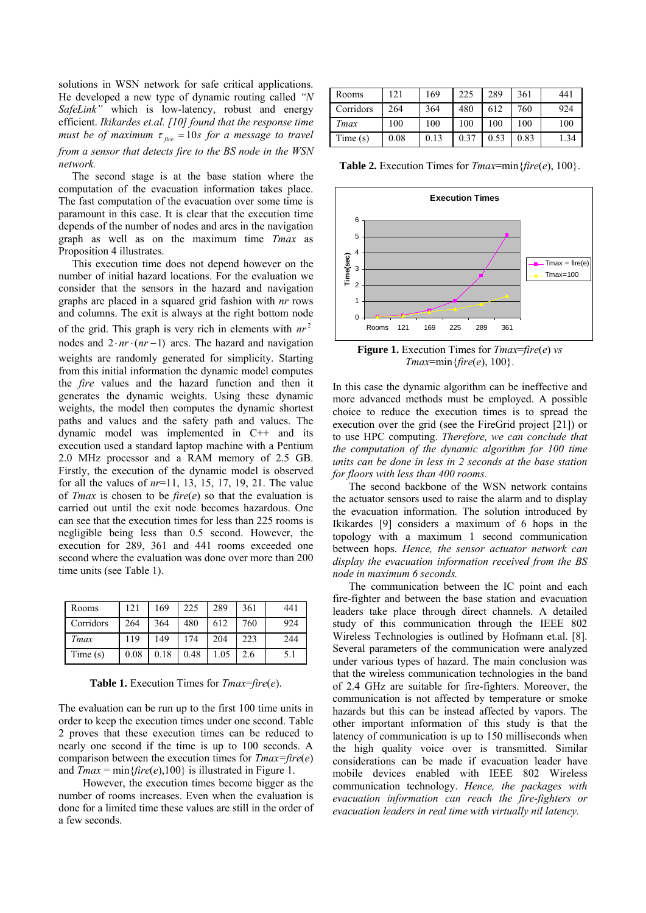solutions in WSN network for safe critical applications. He developed a new type of dynamic routing called *"N SafeLink"* which is low-latency, robust and energy efficient. *Ikikardes et.al. [10] found that the response time must be of maximum* $\tau_{fire} = 10s$ *for a message to travel from a sensor that detects fire to the BS node in the WSN network.*

The second stage is at the base station where the computation of the evacuation information takes place. The fast computation of the evacuation over some time is paramount in this case. It is clear that the execution time depends of the number of nodes and arcs in the navigation graph as well as on the maximum time *Tmax* as Proposition 4 illustrates.

This execution time does not depend however on the number of initial hazard locations. For the evaluation we consider that the sensors in the hazard and navigation graphs are placed in a squared grid fashion with *nr* rows and columns. The exit is always at the right bottom node of the grid. This graph is very rich in elements with $nr^2$ nodes and $2 \cdot nr \cdot (nr-1)$ arcs. The hazard and navigation weights are randomly generated for simplicity. Starting from this initial information the dynamic model computes the *fire* values and the hazard function and then it generates the dynamic weights. Using these dynamic weights, the model then computes the dynamic shortest paths and values and the safety path and values. The dynamic model was implemented in C++ and its execution used a standard laptop machine with a Pentium 2.0 MHz processor and a RAM memory of 2.5 GB. Firstly, the execution of the dynamic model is observed for all the values of *nr*=11, 13, 15, 17, 19, 21. The value of *Tmax* is chosen to be *fire*(*e*) so that the evaluation is carried out until the exit node becomes hazardous. One can see that the execution times for less than 225 rooms is negligible being less than 0.5 second. However, the execution for 289, 361 and 441 rooms exceeded one second where the evaluation was done over more than 200 time units (see Table 1).

| Rooms | 121 | 169 | 225 | 289 | 361 | 441 |
|---|---|---|---|---|---|---|
| Corridors | 264 | 364 | 480 | 612 | 760 | 924 |
| *Tmax* | 119 | 149 | 174 | 204 | 223 | 244 |
| Time (s) | 0.08 | 0.18 | 0.48 | 1.05 | 2.6 | 5.1 |

**Table 1.** Execution Times for *Tmax*=*fire*(*e*).

The evaluation can be run up to the first 100 time units in order to keep the execution times under one second. Table 2 proves that these execution times can be reduced to nearly one second if the time is up to 100 seconds. A comparison between the execution times for *Tmax*=*fire*(*e*) and *Tmax* = min{*fire*(*e*),100} is illustrated in Figure 1.

However, the execution times become bigger as the number of rooms increases. Even when the evaluation is done for a limited time these values are still in the order of a few seconds.

| Rooms | 121 | 169 | 225 | 289 | 361 | 441 |
|---|---|---|---|---|---|---|
| Corridors | 264 | 364 | 480 | 612 | 760 | 924 |
| *Tmax* | 100 | 100 | 100 | 100 | 100 | 100 |
| Time (s) | 0.08 | 0.13 | 0.37 | 0.53 | 0.83 | 1.34 |

**Table 2.** Execution Times for *Tmax*=min{*fire*(*e*), 100}.

**Figure 1.** Execution Times for *Tmax*=*fire*(*e*) *vs* *Tmax*=min{*fire*(*e*), 100}.

In this case the dynamic algorithm can be ineffective and more advanced methods must be employed. A possible choice to reduce the execution times is to spread the execution over the grid (see the FireGrid project [21]) or to use HPC computing. *Therefore, we can conclude that the computation of the dynamic algorithm for 100 time units can be done in less in 2 seconds at the base station for floors with less than 400 rooms.*

The second backbone of the WSN network contains the actuator sensors used to raise the alarm and to display the evacuation information. The solution introduced by Ikikardes [9] considers a maximum of 6 hops in the topology with a maximum 1 second communication between hops. *Hence, the sensor actuator network can display the evacuation information received from the BS node in maximum 6 seconds.*

The communication between the IC point and each fire-fighter and between the base station and evacuation leaders take place through direct channels. A detailed study of this communication through the IEEE 802 Wireless Technologies is outlined by Hofmann et.al. [8]. Several parameters of the communication were analyzed under various types of hazard. The main conclusion was that the wireless communication technologies in the band of 2.4 GHz are suitable for fire-fighters. Moreover, the communication is not affected by temperature or smoke hazards but this can be instead affected by vapors. The other important information of this study is that the latency of communication is up to 150 milliseconds when the high quality voice over is transmitted. Similar considerations can be made if evacuation leader have mobile devices enabled with IEEE 802 Wireless communication technology. *Hence, the packages with evacuation information can reach the fire-fighters or evacuation leaders in real time with virtually nil latency.*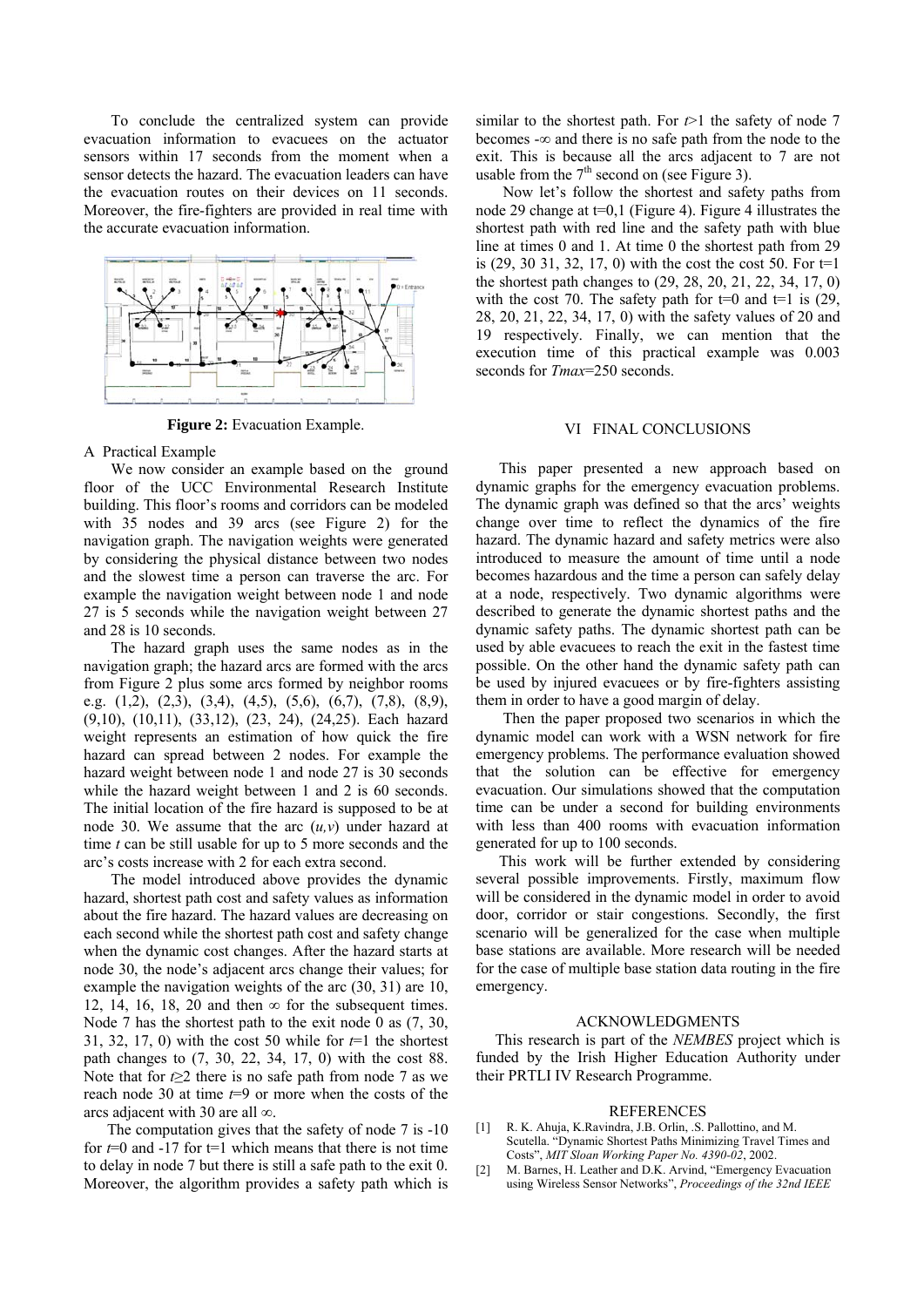To conclude the centralized system can provide evacuation information to evacuees on the actuator sensors within 17 seconds from the moment when a sensor detects the hazard. The evacuation leaders can have the evacuation routes on their devices on 11 seconds. Moreover, the fire-fighters are provided in real time with the accurate evacuation information.

**Figure 2:** Evacuation Example.

A Practical Example

We now consider an example based on the ground floor of the UCC Environmental Research Institute building. This floor's rooms and corridors can be modeled with 35 nodes and 39 arcs (see Figure 2) for the navigation graph. The navigation weights were generated by considering the physical distance between two nodes and the slowest time a person can traverse the arc. For example the navigation weight between node 1 and node 27 is 5 seconds while the navigation weight between 27 and 28 is 10 seconds.

The hazard graph uses the same nodes as in the navigation graph; the hazard arcs are formed with the arcs from Figure 2 plus some arcs formed by neighbor rooms e.g. (1,2), (2,3), (3,4), (4,5), (5,6), (6,7), (7,8), (8,9), (9,10), (10,11), (33,12), (23, 24), (24,25). Each hazard weight represents an estimation of how quick the fire hazard can spread between 2 nodes. For example the hazard weight between node 1 and node 27 is 30 seconds while the hazard weight between 1 and 2 is 60 seconds. The initial location of the fire hazard is supposed to be at node 30. We assume that the arc $(u,v)$ under hazard at time $t$ can be still usable for up to 5 more seconds and the arc's costs increase with 2 for each extra second.

The model introduced above provides the dynamic hazard, shortest path cost and safety values as information about the fire hazard. The hazard values are decreasing on each second while the shortest path cost and safety change when the dynamic cost changes. After the hazard starts at node 30, the node's adjacent arcs change their values; for example the navigation weights of the arc (30, 31) are 10, 12, 14, 16, 18, 20 and then $\infty$ for the subsequent times. Node 7 has the shortest path to the exit node 0 as (7, 30, 31, 32, 17, 0) with the cost 50 while for $t$=1 the shortest path changes to (7, 30, 22, 34, 17, 0) with the cost 88. Note that for $t \geq 2$ there is no safe path from node 7 as we reach node 30 at time $t$=9 or more when the costs of the arcs adjacent with 30 are all $\infty$.

The computation gives that the safety of node 7 is -10 for $t$=0 and -17 for t=1 which means that there is not time to delay in node 7 but there is still a safe path to the exit 0. Moreover, the algorithm provides a safety path which is similar to the shortest path. For $t$>1 the safety of node 7 becomes $-\infty$ and there is no safe path from the node to the exit. This is because all the arcs adjacent to 7 are not usable from the 7th second on (see Figure 3).

Now let's follow the shortest and safety paths from node 29 change at t=0,1 (Figure 4). Figure 4 illustrates the shortest path with red line and the safety path with blue line at times 0 and 1. At time 0 the shortest path from 29 is (29, 30 31, 32, 17, 0) with the cost the cost 50. For t=1 the shortest path changes to (29, 28, 20, 21, 22, 34, 17, 0) with the cost 70. The safety path for t=0 and t=1 is (29, 28, 20, 21, 22, 34, 17, 0) with the safety values of 20 and 19 respectively. Finally, we can mention that the execution time of this practical example was 0.003 seconds for $Tmax$=250 seconds.

## VI FINAL CONCLUSIONS

This paper presented a new approach based on dynamic graphs for the emergency evacuation problems. The dynamic graph was defined so that the arcs' weights change over time to reflect the dynamics of the fire hazard. The dynamic hazard and safety metrics were also introduced to measure the amount of time until a node becomes hazardous and the time a person can safely delay at a node, respectively. Two dynamic algorithms were described to generate the dynamic shortest paths and the dynamic safety paths. The dynamic shortest path can be used by able evacuees to reach the exit in the fastest time possible. On the other hand the dynamic safety path can be used by injured evacuees or by fire-fighters assisting them in order to have a good margin of delay.

Then the paper proposed two scenarios in which the dynamic model can work with a WSN network for fire emergency problems. The performance evaluation showed that the solution can be effective for emergency evacuation. Our simulations showed that the computation time can be under a second for building environments with less than 400 rooms with evacuation information generated for up to 100 seconds.

This work will be further extended by considering several possible improvements. Firstly, maximum flow will be considered in the dynamic model in order to avoid door, corridor or stair congestions. Secondly, the first scenario will be generalized for the case when multiple base stations are available. More research will be needed for the case of multiple base station data routing in the fire emergency.

## ACKNOWLEDGMENTS

This research is part of the *NEMBES* project which is funded by the Irish Higher Education Authority under their PRTLI IV Research Programme.

## REFERENCES

[1] R. K. Ahuja, K.Ravindra, J.B. Orlin, .S. Pallottino, and M. Scutella. "Dynamic Shortest Paths Minimizing Travel Times and Costs", *MIT Sloan Working Paper No. 4390-02*, 2002.

[2] M. Barnes, H. Leather and D.K. Arvind, "Emergency Evacuation using Wireless Sensor Networks", *Proceedings of the 32nd IEEE*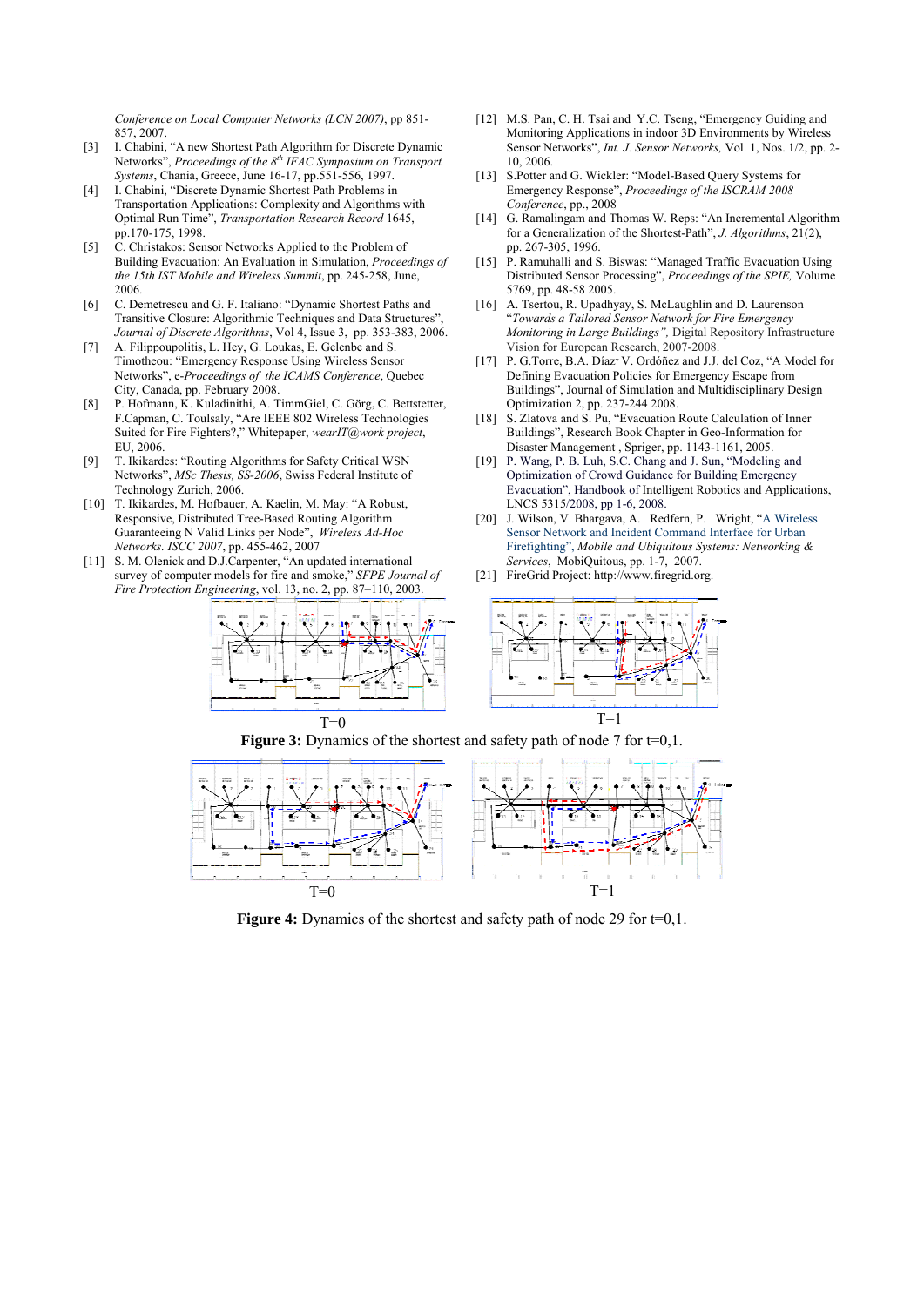Conference on Local Computer Networks (LCN 2007)*, pp 851-857, 2007.

[3] I. Chabini, "A new Shortest Path Algorithm for Discrete Dynamic Networks", *Proceedings of the 8th IFAC Symposium on Transport Systems*, Chania, Greece, June 16-17, pp.551-556, 1997.

[4] I. Chabini, "Discrete Dynamic Shortest Path Problems in Transportation Applications: Complexity and Algorithms with Optimal Run Time", *Transportation Research Record* 1645, pp.170-175, 1998.

[5] C. Christakos: Sensor Networks Applied to the Problem of Building Evacuation: An Evaluation in Simulation, *Proceedings of the 15th IST Mobile and Wireless Summit*, pp. 245-258, June, 2006.

[6] C. Demetrescu and G. F. Italiano: "Dynamic Shortest Paths and Transitive Closure: Algorithmic Techniques and Data Structures", *Journal of Discrete Algorithms*, Vol 4, Issue 3, pp. 353-383, 2006.

[7] A. Filippoupolitis, L. Hey, G. Loukas, E. Gelenbe and S. Timotheou: "Emergency Response Using Wireless Sensor Networks", e-*Proceedings of the ICAMS Conference*, Quebec City, Canada, pp. February 2008.

[8] P. Hofmann, K. Kuladinithi, A. TimmGiel, C. Görg, C. Bettstetter, F.Capman, C. Toulsaly, "Are IEEE 802 Wireless Technologies Suited for Fire Fighters?," Whitepaper, *wearIT@work project*, EU, 2006.

[9] T. Ikikardes: "Routing Algorithms for Safety Critical WSN Networks", *MSc Thesis, SS-2006*, Swiss Federal Institute of Technology Zurich, 2006.

[10] T. Ikikardes, M. Hofbauer, A. Kaelin, M. May: "A Robust, Responsive, Distributed Tree-Based Routing Algorithm Guaranteeing N Valid Links per Node", *Wireless Ad-Hoc Networks. ISCC 2007*, pp. 455-462, 2007

[11] S. M. Olenick and D.J.Carpenter, "An updated international survey of computer models for fire and smoke," *SFPE Journal of Fire Protection Engineering*, vol. 13, no. 2, pp. 87–110, 2003.

[12] M.S. Pan, C. H. Tsai and Y.C. Tseng, "Emergency Guiding and Monitoring Applications in indoor 3D Environments by Wireless Sensor Networks", *Int. J. Sensor Networks,* Vol. 1, Nos. 1/2, pp. 2-10, 2006.

[13] S.Potter and G. Wickler: "Model-Based Query Systems for Emergency Response", *Proceedings of the ISCRAM 2008 Conference*, pp., 2008

[14] G. Ramalingam and Thomas W. Reps: "An Incremental Algorithm for a Generalization of the Shortest-Path", *J. Algorithms*, 21(2), pp. 267-305, 1996.

[15] P. Ramuhalli and S. Biswas: "Managed Traffic Evacuation Using Distributed Sensor Processing", *Proceedings of the SPIE,* Volume 5769, pp. 48-58 2005.

[16] A. Tsertou, R. Upadhyay, S. McLaughlin and D. Laurenson "*Towards a Tailored Sensor Network for Fire Emergency Monitoring in Large Buildings",* Digital Repository Infrastructure Vision for European Research, 2007-2008.

[17] P. G.Torre, B.A. Díaz, V. Ordóñez and J.J. del Coz, "A Model for Defining Evacuation Policies for Emergency Escape from Buildings", Journal of Simulation and Multidisciplinary Design Optimization 2, pp. 237-244 2008.

[18] S. Zlatova and S. Pu, "Evacuation Route Calculation of Inner Buildings", Research Book Chapter in Geo-Information for Disaster Management , Spriger, pp. 1143-1161, 2005.

[19] P. Wang, P. B. Luh, S.C. Chang and J. Sun, "Modeling and Optimization of Crowd Guidance for Building Emergency Evacuation", Handbook of Intelligent Robotics and Applications, LNCS 5315/2008, pp 1-6, 2008.

[20] J. Wilson, V. Bhargava, A. Redfern, P. Wright, "A Wireless Sensor Network and Incident Command Interface for Urban Firefighting", *Mobile and Ubiquitous Systems: Networking & Services*, MobiQuitous, pp. 1-7, 2007.

[21] FireGrid Project: http://www.firegrid.org.

T=0

T=1

**Figure 3:** Dynamics of the shortest and safety path of node 7 for t=0,1.

T=0

T=1

**Figure 4:** Dynamics of the shortest and safety path of node 29 for t=0,1.